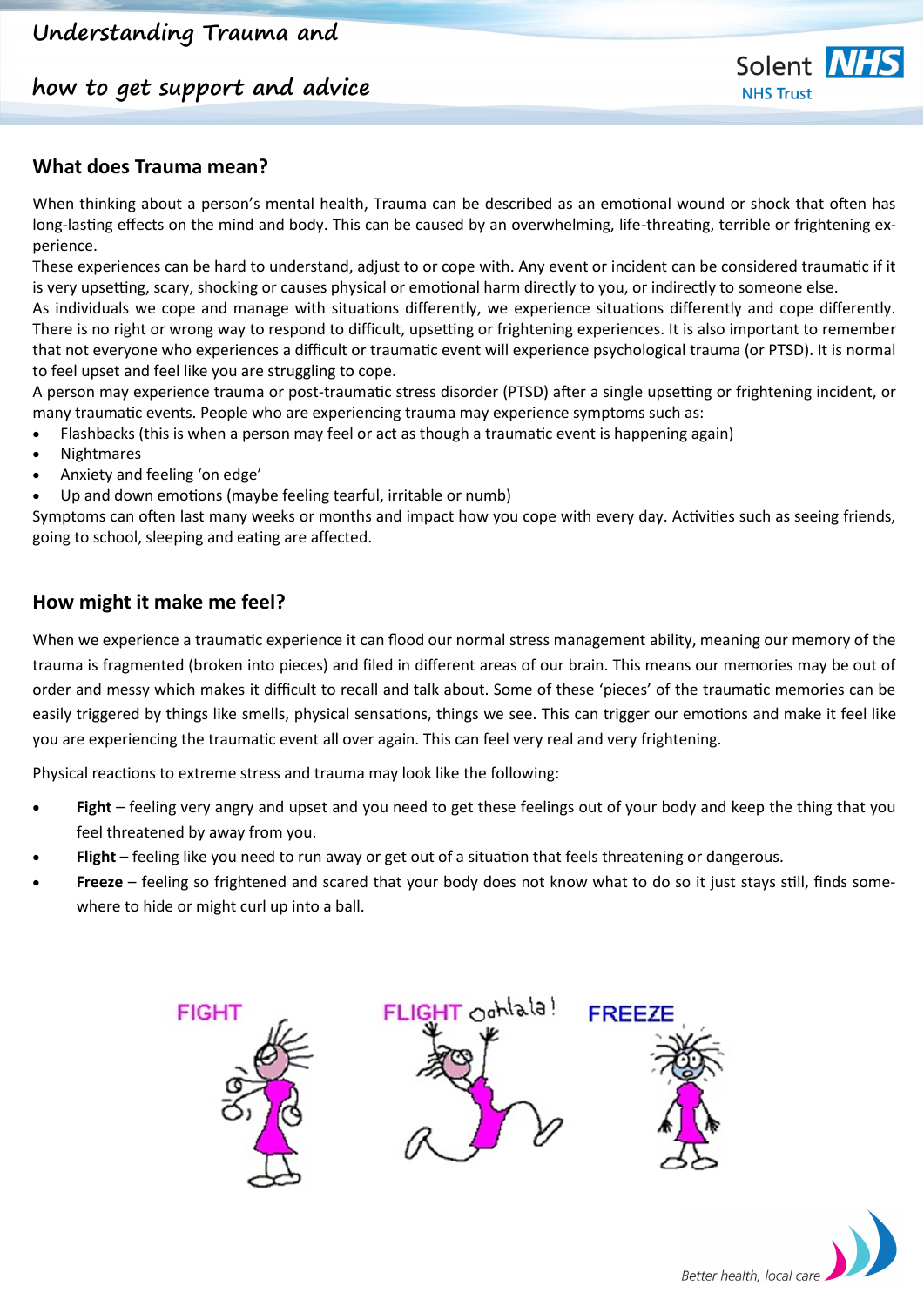# Understanding Trauma and how to get support and advice

## What does Trauma mean?

When thinking about a person's mental health, Trauma can be described as an emotional wound or shock that often has long-lasting effects on the mind and body. This can be caused by an overwhelming, life-threating, terrible or frightening experience.

These experiences can be hard to understand, adjust to or cope with. Any event or incident can be considered traumatic if it is very upsetting, scary, shocking or causes physical or emotional harm directly to you, or indirectly to someone else.

As individuals we cope and manage with situations differently, we experience situations differently and cope differently. There is no right or wrong way to respond to difficult, upsetting or frightening experiences. It is also important to remember that not everyone who experiences a difficult or traumatic event will experience psychological trauma (or PTSD). It is normal to feel upset and feel like you are struggling to cope.

A person may experience trauma or post-traumatic stress disorder (PTSD) after a single upsetting or frightening incident, or many traumatic events. People who are experiencing trauma may experience symptoms such as:

- Flashbacks (this is when a person may feel or act as though a traumatic event is happening again)
- Nightmares
- Anxiety and feeling 'on edge'
- Up and down emotions (maybe feeling tearful, irritable or numb)

Symptoms can often last many weeks or months and impact how you cope with every day. Activities such as seeing friends, going to school, sleeping and eating are affected.

## How might it make me feel?

When we experience a traumatic experience it can flood our normal stress management ability, meaning our memory of the trauma is fragmented (broken into pieces) and filed in different areas of our brain. This means our memories may be out of order and messy which makes it difficult to recall and talk about. Some of these 'pieces' of the traumatic memories can be easily triggered by things like smells, physical sensations, things we see. This can trigger our emotions and make it feel like you are experiencing the traumatic event all over again. This can feel very real and very frightening.

Physical reactions to extreme stress and trauma may look like the following:

- **Fight** – feeling very angry and upset and you need to get these feelings out of your body and keep the thing that you feel threatened by away from you.
- **Flight** – feeling like you need to run away or get out of a situation that feels threatening or dangerous.
- **Freeze** – feeling so frightened and scared that your body does not know what to do so it just stays still, finds somewhere to hide or might curl up into a ball.

FIGHT FLIGHT FREEZE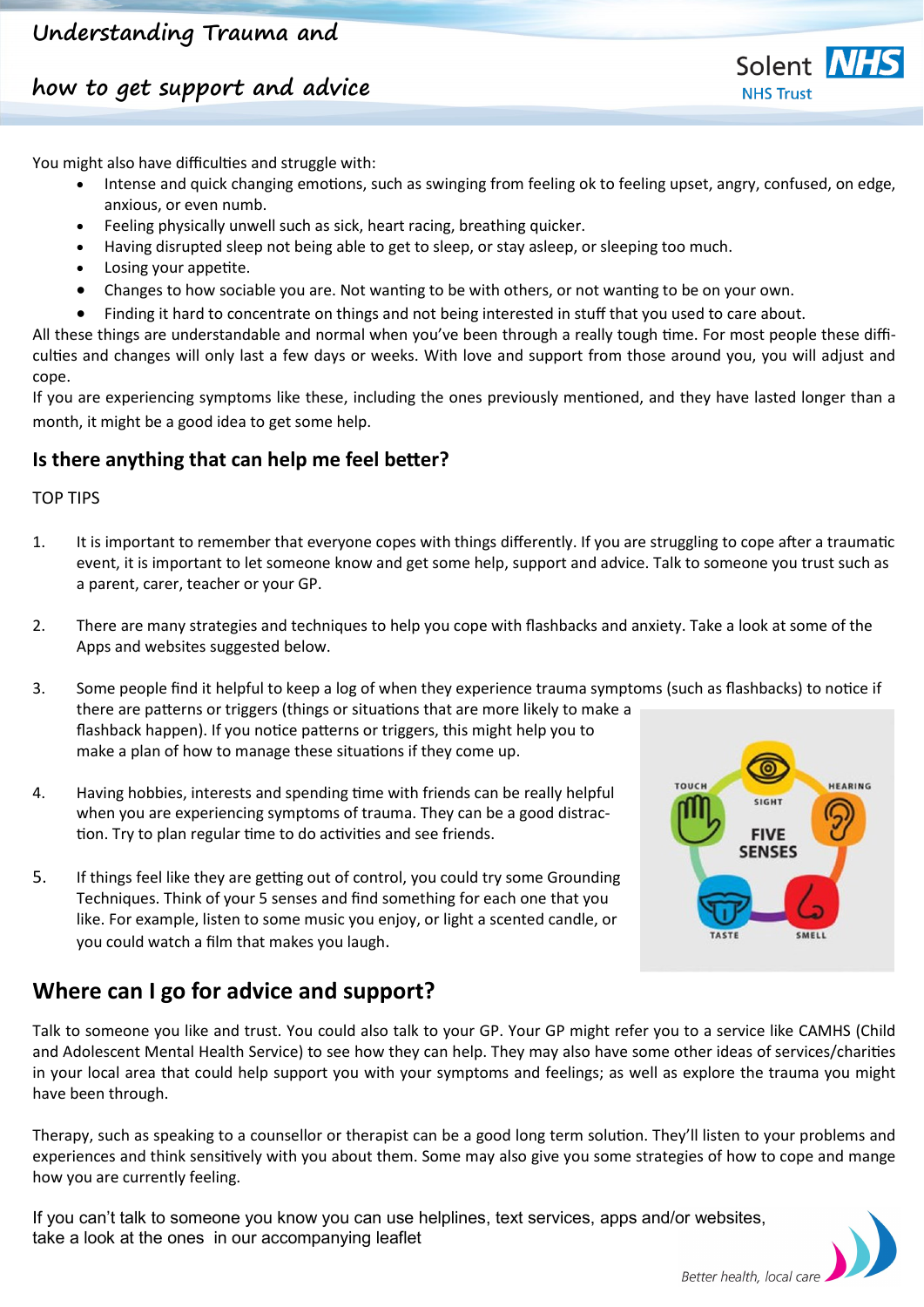You might also have difficulties and struggle with:

- Intense and quick changing emotions, such as swinging from feeling ok to feeling upset, angry, confused, on edge, anxious, or even numb.
- Feeling physically unwell such as sick, heart racing, breathing quicker.
- Having disrupted sleep not being able to get to sleep, or stay asleep, or sleeping too much.
- Losing your appetite.
- Changes to how sociable you are. Not wanting to be with others, or not wanting to be on your own.
- Finding it hard to concentrate on things and not being interested in stuff that you used to care about.

All these things are understandable and normal when you've been through a really tough time. For most people these difficulties and changes will only last a few days or weeks. With love and support from those around you, you will adjust and cope.

If you are experiencing symptoms like these, including the ones previously mentioned, and they have lasted longer than a month, it might be a good idea to get some help.

## Is there anything that can help me feel better?

TOP TIPS

1. It is important to remember that everyone copes with things differently. If you are struggling to cope after a traumatic event, it is important to let someone know and get some help, support and advice. Talk to someone you trust such as a parent, carer, teacher or your GP.

2. There are many strategies and techniques to help you cope with flashbacks and anxiety. Take a look at some of the Apps and websites suggested below.

3. Some people find it helpful to keep a log of when they experience trauma symptoms (such as flashbacks) to notice if there are patterns or triggers (things or situations that are more likely to make a flashback happen). If you notice patterns or triggers, this might help you to make a plan of how to manage these situations if they come up.

4. Having hobbies, interests and spending time with friends can be really helpful when you are experiencing symptoms of trauma. They can be a good distraction. Try to plan regular time to do activities and see friends.

5. If things feel like they are getting out of control, you could try some Grounding Techniques. Think of your 5 senses and find something for each one that you like. For example, listen to some music you enjoy, or light a scented candle, or you could watch a film that makes you laugh.

FIVE SENSES
SIGHT
HEARING
SMELL
TASTE
TOUCH

## Where can I go for advice and support?

Talk to someone you like and trust. You could also talk to your GP. Your GP might refer you to a service like CAMHS (Child and Adolescent Mental Health Service) to see how they can help. They may also have some other ideas of services/charities in your local area that could help support you with your symptoms and feelings; as well as explore the trauma you might have been through.

Therapy, such as speaking to a counsellor or therapist can be a good long term solution. They'll listen to your problems and experiences and think sensitively with you about them. Some may also give you some strategies of how to cope and mange how you are currently feeling.

If you can't talk to someone you know you can use helplines, text services, apps and/or websites, take a look at the ones in our accompanying leaflet